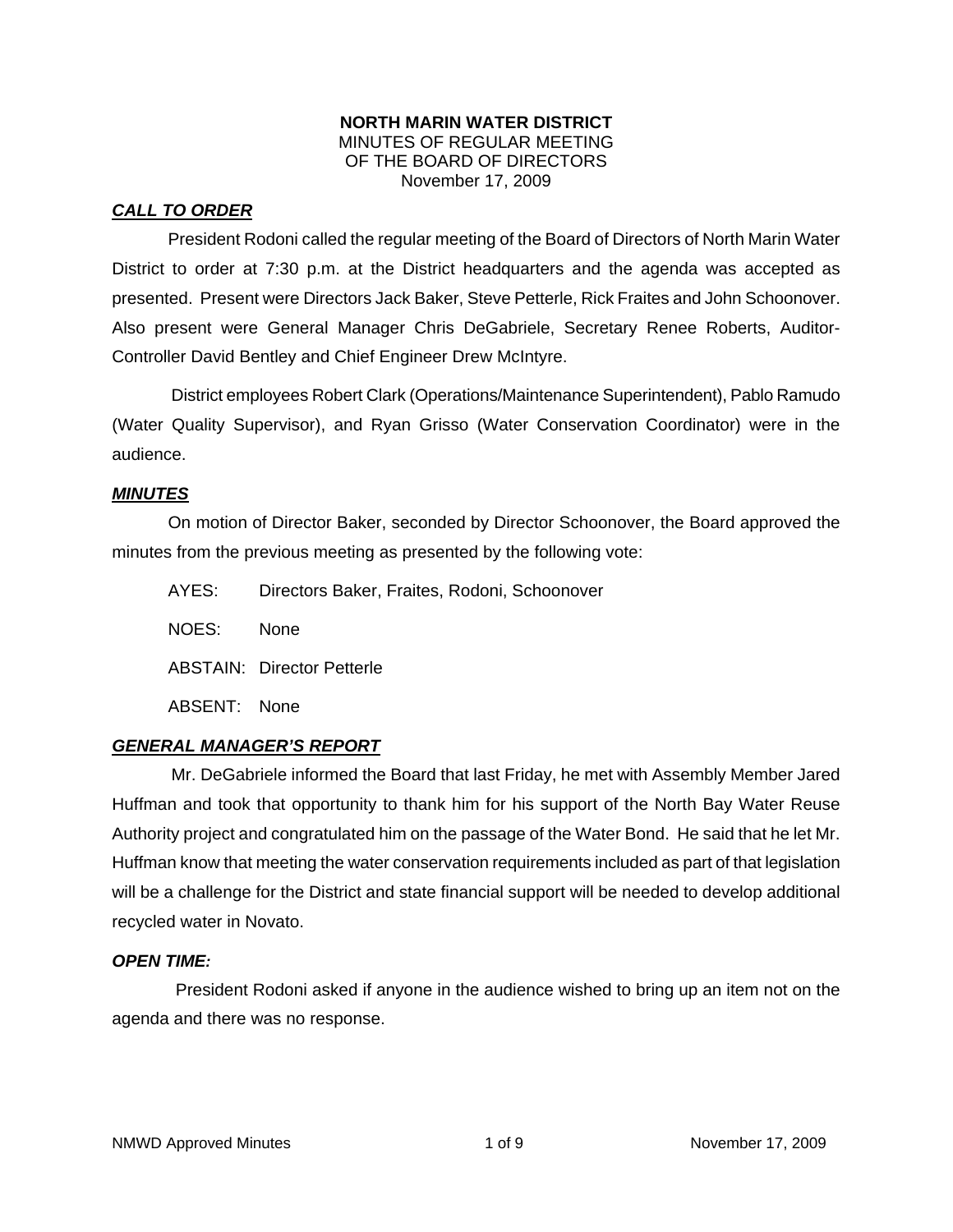**NORTH MARIN WATER DISTRICT**
MINUTES OF REGULAR MEETING
OF THE BOARD OF DIRECTORS
November 17, 2009

***CALL TO ORDER***

President Rodoni called the regular meeting of the Board of Directors of North Marin Water District to order at 7:30 p.m. at the District headquarters and the agenda was accepted as presented. Present were Directors Jack Baker, Steve Petterle, Rick Fraites and John Schoonover. Also present were General Manager Chris DeGabriele, Secretary Renee Roberts, Auditor-Controller David Bentley and Chief Engineer Drew McIntyre.

District employees Robert Clark (Operations/Maintenance Superintendent), Pablo Ramudo (Water Quality Supervisor), and Ryan Grisso (Water Conservation Coordinator) were in the audience.

***MINUTES***

On motion of Director Baker, seconded by Director Schoonover, the Board approved the minutes from the previous meeting as presented by the following vote:

AYES: Directors Baker, Fraites, Rodoni, Schoonover

NOES: None

ABSTAIN: Director Petterle

ABSENT: None

***GENERAL MANAGER'S REPORT***

Mr. DeGabriele informed the Board that last Friday, he met with Assembly Member Jared Huffman and took that opportunity to thank him for his support of the North Bay Water Reuse Authority project and congratulated him on the passage of the Water Bond. He said that he let Mr. Huffman know that meeting the water conservation requirements included as part of that legislation will be a challenge for the District and state financial support will be needed to develop additional recycled water in Novato.

***OPEN TIME:***

President Rodoni asked if anyone in the audience wished to bring up an item not on the agenda and there was no response.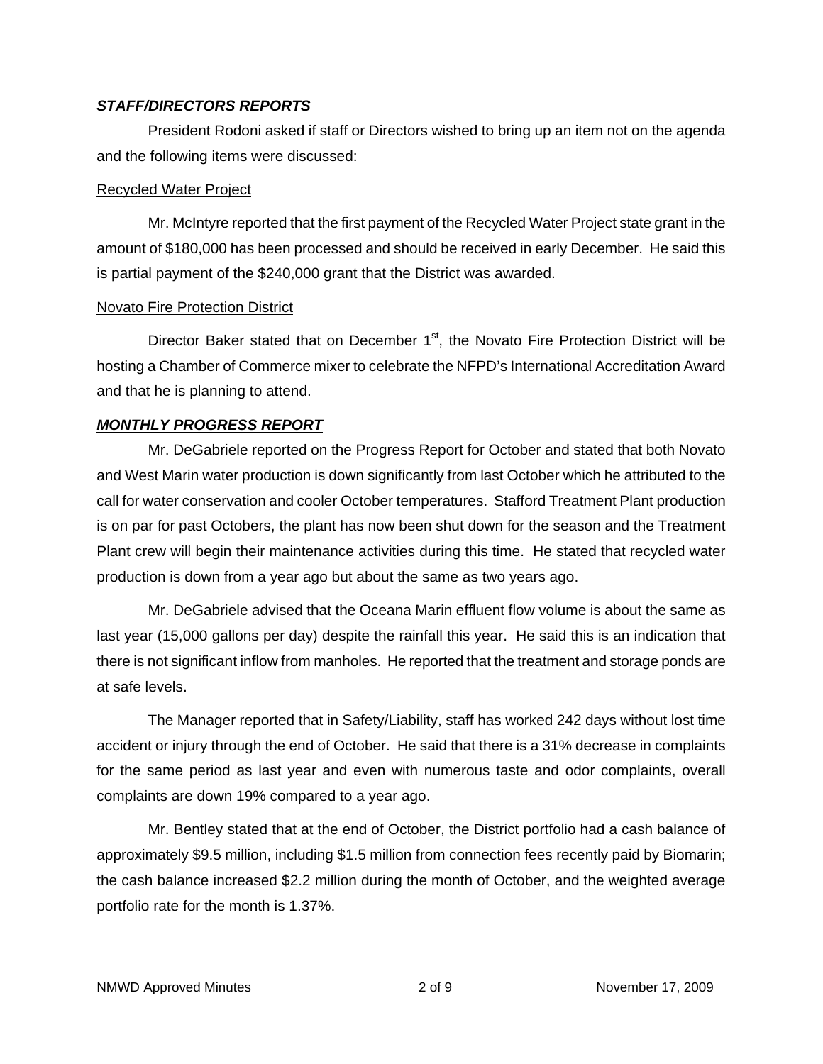***STAFF/DIRECTORS REPORTS***

President Rodoni asked if staff or Directors wished to bring up an item not on the agenda and the following items were discussed:

Recycled Water Project

Mr. McIntyre reported that the first payment of the Recycled Water Project state grant in the amount of $180,000 has been processed and should be received in early December. He said this is partial payment of the $240,000 grant that the District was awarded.

Novato Fire Protection District

Director Baker stated that on December 1st, the Novato Fire Protection District will be hosting a Chamber of Commerce mixer to celebrate the NFPD's International Accreditation Award and that he is planning to attend.

***MONTHLY PROGRESS REPORT***

Mr. DeGabriele reported on the Progress Report for October and stated that both Novato and West Marin water production is down significantly from last October which he attributed to the call for water conservation and cooler October temperatures. Stafford Treatment Plant production is on par for past Octobers, the plant has now been shut down for the season and the Treatment Plant crew will begin their maintenance activities during this time. He stated that recycled water production is down from a year ago but about the same as two years ago.

Mr. DeGabriele advised that the Oceana Marin effluent flow volume is about the same as last year (15,000 gallons per day) despite the rainfall this year. He said this is an indication that there is not significant inflow from manholes. He reported that the treatment and storage ponds are at safe levels.

The Manager reported that in Safety/Liability, staff has worked 242 days without lost time accident or injury through the end of October. He said that there is a 31% decrease in complaints for the same period as last year and even with numerous taste and odor complaints, overall complaints are down 19% compared to a year ago.

Mr. Bentley stated that at the end of October, the District portfolio had a cash balance of approximately $9.5 million, including $1.5 million from connection fees recently paid by Biomarin; the cash balance increased $2.2 million during the month of October, and the weighted average portfolio rate for the month is 1.37%.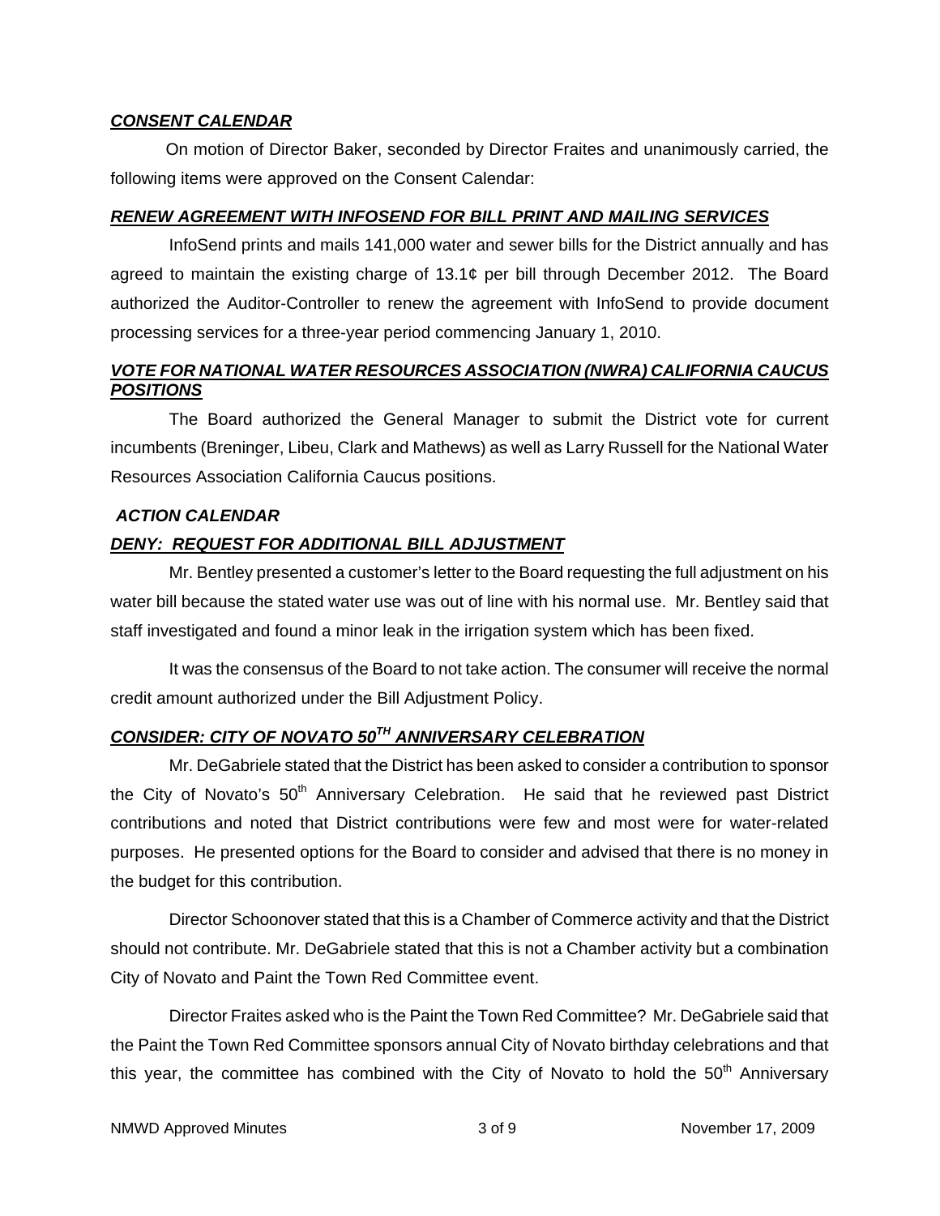## ***CONSENT CALENDAR***

On motion of Director Baker, seconded by Director Fraites and unanimously carried, the following items were approved on the Consent Calendar:

### ***RENEW AGREEMENT WITH INFOSEND FOR BILL PRINT AND MAILING SERVICES***

InfoSend prints and mails 141,000 water and sewer bills for the District annually and has agreed to maintain the existing charge of 13.1¢ per bill through December 2012. The Board authorized the Auditor-Controller to renew the agreement with InfoSend to provide document processing services for a three-year period commencing January 1, 2010.

### ***VOTE FOR NATIONAL WATER RESOURCES ASSOCIATION (NWRA) CALIFORNIA CAUCUS POSITIONS***

The Board authorized the General Manager to submit the District vote for current incumbents (Breninger, Libeu, Clark and Mathews) as well as Larry Russell for the National Water Resources Association California Caucus positions.

## ***ACTION CALENDAR***

### ***DENY: REQUEST FOR ADDITIONAL BILL ADJUSTMENT***

Mr. Bentley presented a customer's letter to the Board requesting the full adjustment on his water bill because the stated water use was out of line with his normal use. Mr. Bentley said that staff investigated and found a minor leak in the irrigation system which has been fixed.

It was the consensus of the Board to not take action. The consumer will receive the normal credit amount authorized under the Bill Adjustment Policy.

### ***CONSIDER: CITY OF NOVATO 50TH ANNIVERSARY CELEBRATION***

Mr. DeGabriele stated that the District has been asked to consider a contribution to sponsor the City of Novato's 50th Anniversary Celebration. He said that he reviewed past District contributions and noted that District contributions were few and most were for water-related purposes. He presented options for the Board to consider and advised that there is no money in the budget for this contribution.

Director Schoonover stated that this is a Chamber of Commerce activity and that the District should not contribute. Mr. DeGabriele stated that this is not a Chamber activity but a combination City of Novato and Paint the Town Red Committee event.

Director Fraites asked who is the Paint the Town Red Committee? Mr. DeGabriele said that the Paint the Town Red Committee sponsors annual City of Novato birthday celebrations and that this year, the committee has combined with the City of Novato to hold the 50th Anniversary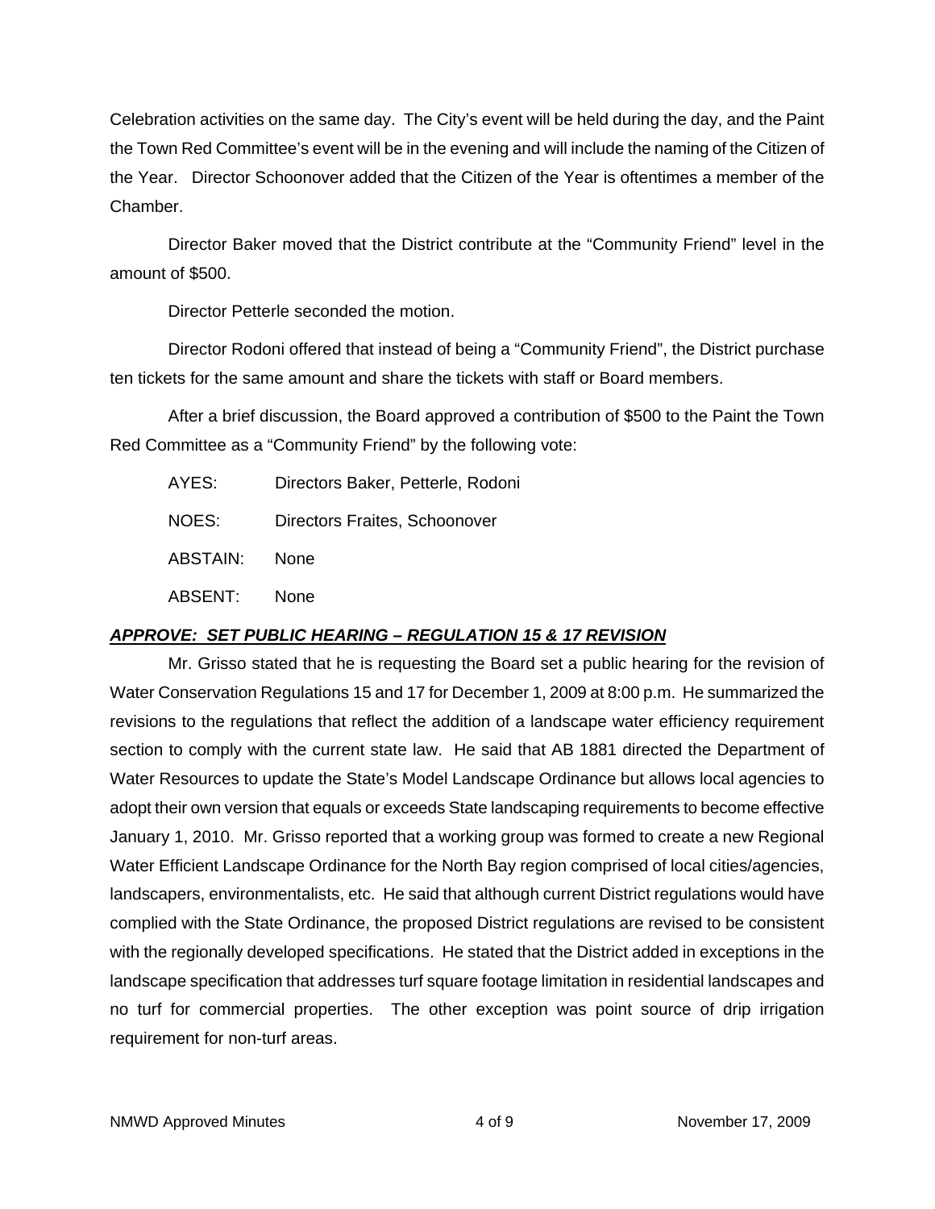Celebration activities on the same day. The City's event will be held during the day, and the Paint the Town Red Committee's event will be in the evening and will include the naming of the Citizen of the Year. Director Schoonover added that the Citizen of the Year is oftentimes a member of the Chamber.

Director Baker moved that the District contribute at the "Community Friend" level in the amount of $500.

Director Petterle seconded the motion.

Director Rodoni offered that instead of being a "Community Friend", the District purchase ten tickets for the same amount and share the tickets with staff or Board members.

After a brief discussion, the Board approved a contribution of $500 to the Paint the Town Red Committee as a "Community Friend" by the following vote:

| | |
|---|---|
| AYES: | Directors Baker, Petterle, Rodoni |
| NOES: | Directors Fraites, Schoonover |
| ABSTAIN: | None |
| ABSENT: | None |

***APPROVE: SET PUBLIC HEARING – REGULATION 15 & 17 REVISION***

Mr. Grisso stated that he is requesting the Board set a public hearing for the revision of Water Conservation Regulations 15 and 17 for December 1, 2009 at 8:00 p.m. He summarized the revisions to the regulations that reflect the addition of a landscape water efficiency requirement section to comply with the current state law. He said that AB 1881 directed the Department of Water Resources to update the State's Model Landscape Ordinance but allows local agencies to adopt their own version that equals or exceeds State landscaping requirements to become effective January 1, 2010. Mr. Grisso reported that a working group was formed to create a new Regional Water Efficient Landscape Ordinance for the North Bay region comprised of local cities/agencies, landscapers, environmentalists, etc. He said that although current District regulations would have complied with the State Ordinance, the proposed District regulations are revised to be consistent with the regionally developed specifications. He stated that the District added in exceptions in the landscape specification that addresses turf square footage limitation in residential landscapes and no turf for commercial properties. The other exception was point source of drip irrigation requirement for non-turf areas.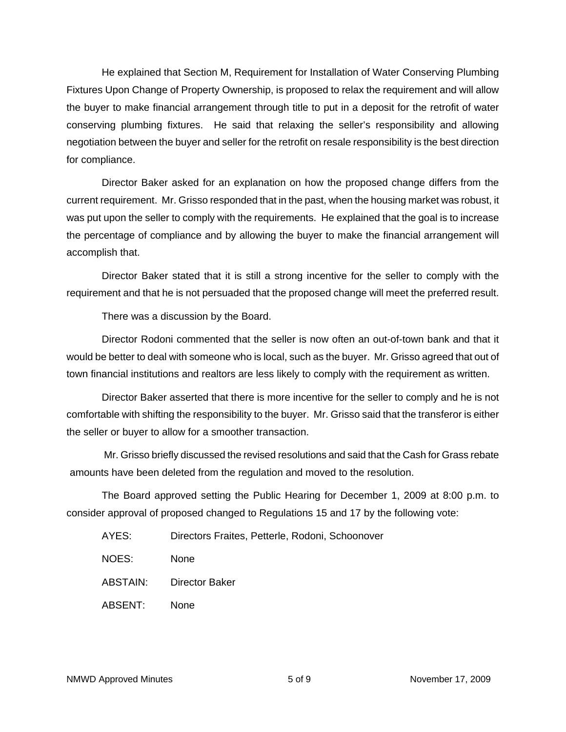He explained that Section M, Requirement for Installation of Water Conserving Plumbing Fixtures Upon Change of Property Ownership, is proposed to relax the requirement and will allow the buyer to make financial arrangement through title to put in a deposit for the retrofit of water conserving plumbing fixtures. He said that relaxing the seller's responsibility and allowing negotiation between the buyer and seller for the retrofit on resale responsibility is the best direction for compliance.

Director Baker asked for an explanation on how the proposed change differs from the current requirement. Mr. Grisso responded that in the past, when the housing market was robust, it was put upon the seller to comply with the requirements. He explained that the goal is to increase the percentage of compliance and by allowing the buyer to make the financial arrangement will accomplish that.

Director Baker stated that it is still a strong incentive for the seller to comply with the requirement and that he is not persuaded that the proposed change will meet the preferred result.

There was a discussion by the Board.

Director Rodoni commented that the seller is now often an out-of-town bank and that it would be better to deal with someone who is local, such as the buyer. Mr. Grisso agreed that out of town financial institutions and realtors are less likely to comply with the requirement as written.

Director Baker asserted that there is more incentive for the seller to comply and he is not comfortable with shifting the responsibility to the buyer. Mr. Grisso said that the transferor is either the seller or buyer to allow for a smoother transaction.

Mr. Grisso briefly discussed the revised resolutions and said that the Cash for Grass rebate amounts have been deleted from the regulation and moved to the resolution.

The Board approved setting the Public Hearing for December 1, 2009 at 8:00 p.m. to consider approval of proposed changed to Regulations 15 and 17 by the following vote:

AYES: Directors Fraites, Petterle, Rodoni, Schoonover

NOES: None

ABSTAIN: Director Baker

ABSENT: None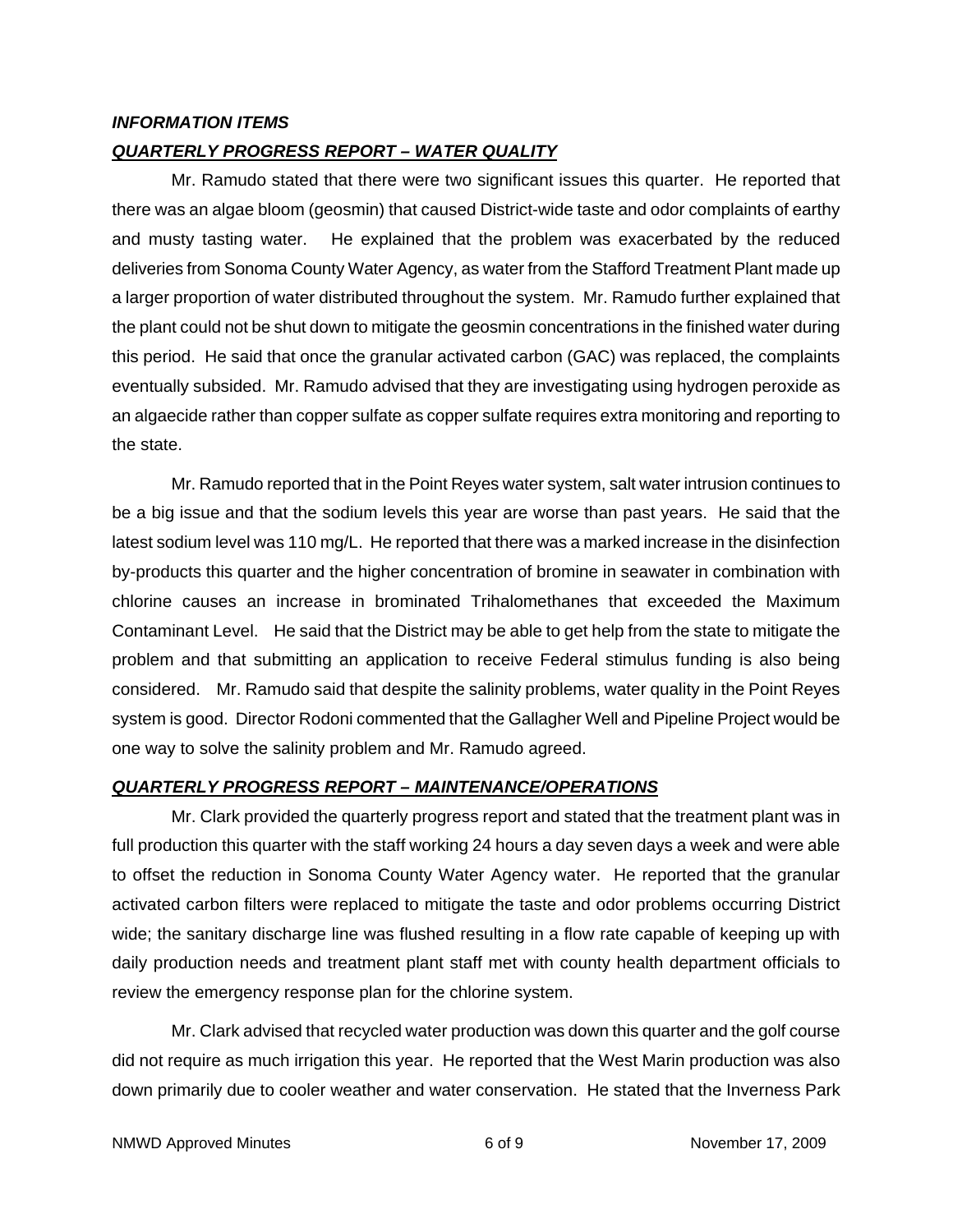***INFORMATION ITEMS***

***QUARTERLY PROGRESS REPORT – WATER QUALITY***

Mr. Ramudo stated that there were two significant issues this quarter. He reported that there was an algae bloom (geosmin) that caused District-wide taste and odor complaints of earthy and musty tasting water. He explained that the problem was exacerbated by the reduced deliveries from Sonoma County Water Agency, as water from the Stafford Treatment Plant made up a larger proportion of water distributed throughout the system. Mr. Ramudo further explained that the plant could not be shut down to mitigate the geosmin concentrations in the finished water during this period. He said that once the granular activated carbon (GAC) was replaced, the complaints eventually subsided. Mr. Ramudo advised that they are investigating using hydrogen peroxide as an algaecide rather than copper sulfate as copper sulfate requires extra monitoring and reporting to the state.

Mr. Ramudo reported that in the Point Reyes water system, salt water intrusion continues to be a big issue and that the sodium levels this year are worse than past years. He said that the latest sodium level was 110 mg/L. He reported that there was a marked increase in the disinfection by-products this quarter and the higher concentration of bromine in seawater in combination with chlorine causes an increase in brominated Trihalomethanes that exceeded the Maximum Contaminant Level. He said that the District may be able to get help from the state to mitigate the problem and that submitting an application to receive Federal stimulus funding is also being considered. Mr. Ramudo said that despite the salinity problems, water quality in the Point Reyes system is good. Director Rodoni commented that the Gallagher Well and Pipeline Project would be one way to solve the salinity problem and Mr. Ramudo agreed.

***QUARTERLY PROGRESS REPORT – MAINTENANCE/OPERATIONS***

Mr. Clark provided the quarterly progress report and stated that the treatment plant was in full production this quarter with the staff working 24 hours a day seven days a week and were able to offset the reduction in Sonoma County Water Agency water. He reported that the granular activated carbon filters were replaced to mitigate the taste and odor problems occurring District wide; the sanitary discharge line was flushed resulting in a flow rate capable of keeping up with daily production needs and treatment plant staff met with county health department officials to review the emergency response plan for the chlorine system.

Mr. Clark advised that recycled water production was down this quarter and the golf course did not require as much irrigation this year. He reported that the West Marin production was also down primarily due to cooler weather and water conservation. He stated that the Inverness Park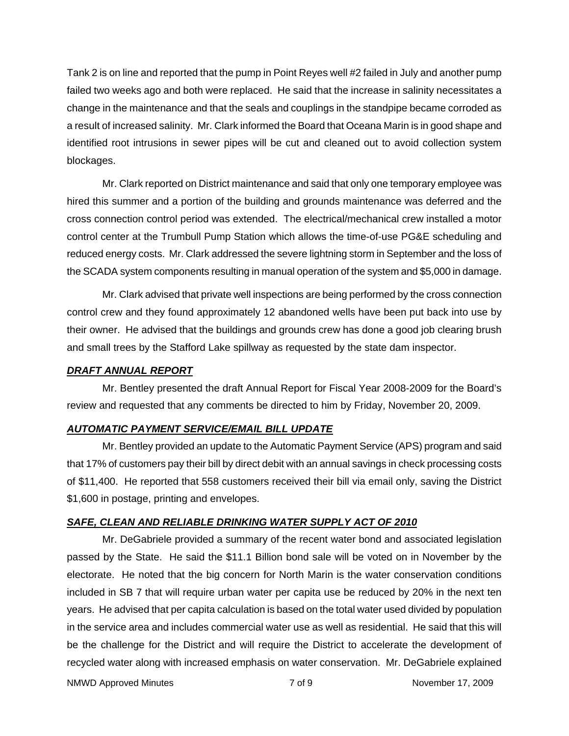Tank 2 is on line and reported that the pump in Point Reyes well #2 failed in July and another pump failed two weeks ago and both were replaced. He said that the increase in salinity necessitates a change in the maintenance and that the seals and couplings in the standpipe became corroded as a result of increased salinity. Mr. Clark informed the Board that Oceana Marin is in good shape and identified root intrusions in sewer pipes will be cut and cleaned out to avoid collection system blockages.

Mr. Clark reported on District maintenance and said that only one temporary employee was hired this summer and a portion of the building and grounds maintenance was deferred and the cross connection control period was extended. The electrical/mechanical crew installed a motor control center at the Trumbull Pump Station which allows the time-of-use PG&E scheduling and reduced energy costs. Mr. Clark addressed the severe lightning storm in September and the loss of the SCADA system components resulting in manual operation of the system and $5,000 in damage.

Mr. Clark advised that private well inspections are being performed by the cross connection control crew and they found approximately 12 abandoned wells have been put back into use by their owner. He advised that the buildings and grounds crew has done a good job clearing brush and small trees by the Stafford Lake spillway as requested by the state dam inspector.

***DRAFT ANNUAL REPORT***

Mr. Bentley presented the draft Annual Report for Fiscal Year 2008-2009 for the Board's review and requested that any comments be directed to him by Friday, November 20, 2009.

***AUTOMATIC PAYMENT SERVICE/EMAIL BILL UPDATE***

Mr. Bentley provided an update to the Automatic Payment Service (APS) program and said that 17% of customers pay their bill by direct debit with an annual savings in check processing costs of $11,400. He reported that 558 customers received their bill via email only, saving the District $1,600 in postage, printing and envelopes.

***SAFE, CLEAN AND RELIABLE DRINKING WATER SUPPLY ACT OF 2010***

Mr. DeGabriele provided a summary of the recent water bond and associated legislation passed by the State. He said the $11.1 Billion bond sale will be voted on in November by the electorate. He noted that the big concern for North Marin is the water conservation conditions included in SB 7 that will require urban water per capita use be reduced by 20% in the next ten years. He advised that per capita calculation is based on the total water used divided by population in the service area and includes commercial water use as well as residential. He said that this will be the challenge for the District and will require the District to accelerate the development of recycled water along with increased emphasis on water conservation. Mr. DeGabriele explained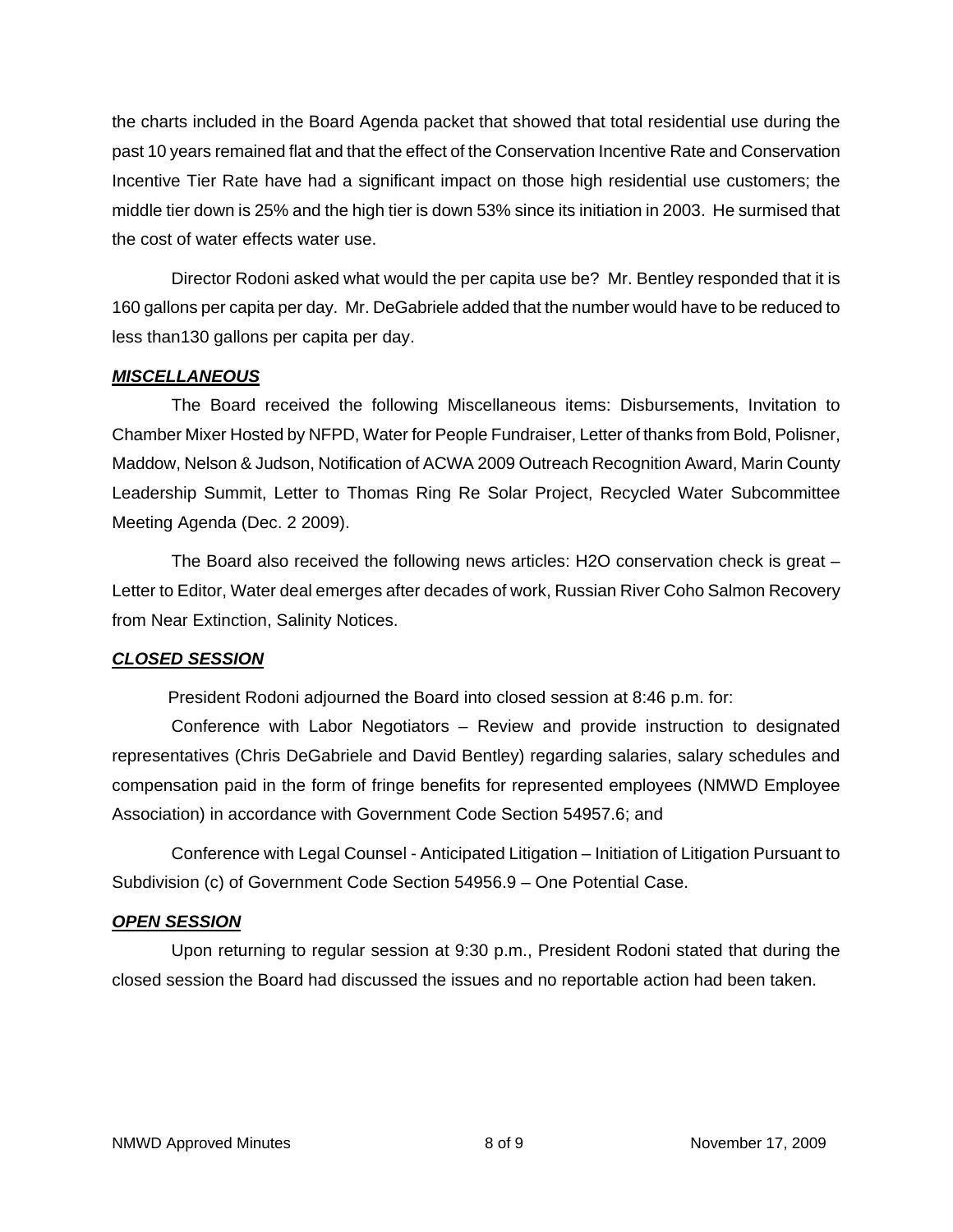the charts included in the Board Agenda packet that showed that total residential use during the past 10 years remained flat and that the effect of the Conservation Incentive Rate and Conservation Incentive Tier Rate have had a significant impact on those high residential use customers; the middle tier down is 25% and the high tier is down 53% since its initiation in 2003. He surmised that the cost of water effects water use.

Director Rodoni asked what would the per capita use be? Mr. Bentley responded that it is 160 gallons per capita per day. Mr. DeGabriele added that the number would have to be reduced to less than130 gallons per capita per day.

***MISCELLANEOUS***

The Board received the following Miscellaneous items: Disbursements, Invitation to Chamber Mixer Hosted by NFPD, Water for People Fundraiser, Letter of thanks from Bold, Polisner, Maddow, Nelson & Judson, Notification of ACWA 2009 Outreach Recognition Award, Marin County Leadership Summit, Letter to Thomas Ring Re Solar Project, Recycled Water Subcommittee Meeting Agenda (Dec. 2 2009).

The Board also received the following news articles: H2O conservation check is great – Letter to Editor, Water deal emerges after decades of work, Russian River Coho Salmon Recovery from Near Extinction, Salinity Notices.

***CLOSED SESSION***

President Rodoni adjourned the Board into closed session at 8:46 p.m. for:

Conference with Labor Negotiators – Review and provide instruction to designated representatives (Chris DeGabriele and David Bentley) regarding salaries, salary schedules and compensation paid in the form of fringe benefits for represented employees (NMWD Employee Association) in accordance with Government Code Section 54957.6; and

Conference with Legal Counsel - Anticipated Litigation – Initiation of Litigation Pursuant to Subdivision (c) of Government Code Section 54956.9 – One Potential Case.

***OPEN SESSION***

Upon returning to regular session at 9:30 p.m., President Rodoni stated that during the closed session the Board had discussed the issues and no reportable action had been taken.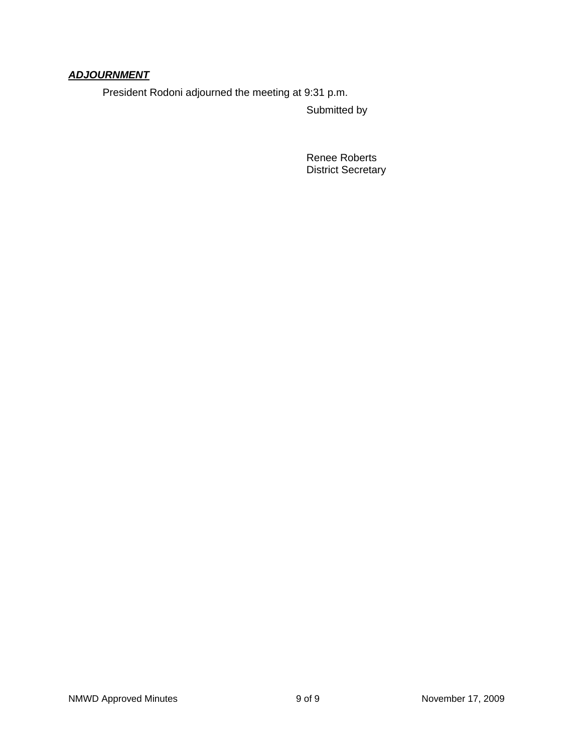***ADJOURNMENT***

President Rodoni adjourned the meeting at 9:31 p.m.

Submitted by

Renee Roberts
District Secretary